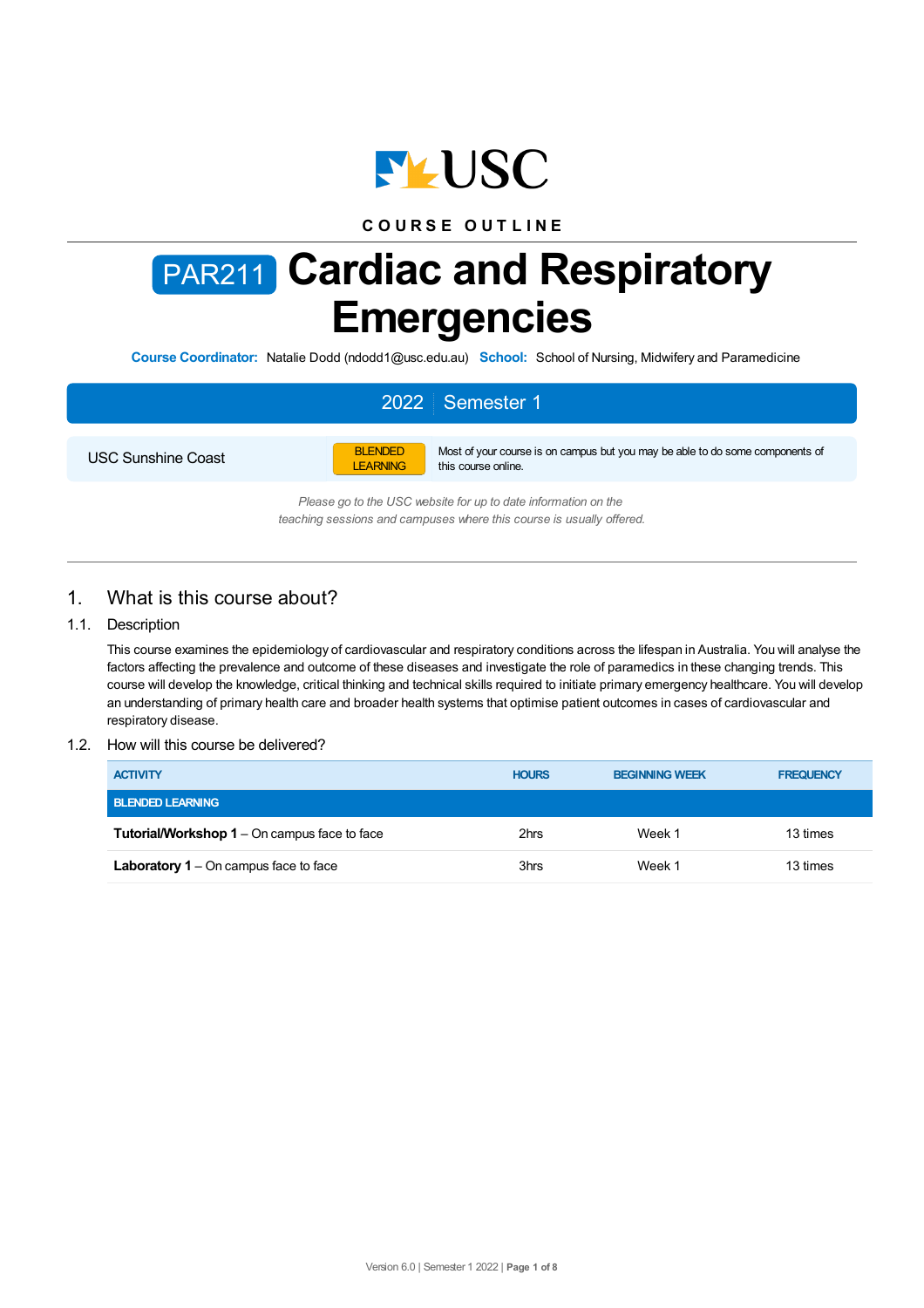COURSE OUTLINE

# PAR211 Cardiac and Respiratory Emergencies

**Course Coordinator:** Natalie Dodd (ndodd1@usc.edu.au) **School:** School of Nursing, Midwifery and Paramedicine

**2022 | Semester 1**

| USC Sunshine Coast | BLENDED LEARNING | Most of your course is on campus but you may be able to do some components of this course online. |
|---|---|---|

*Please go to the USC website for up to date information on the teaching sessions and campuses where this course is usually offered.*

## 1. What is this course about?

### 1.1. Description

This course examines the epidemiology of cardiovascular and respiratory conditions across the lifespan in Australia. You will analyse the factors affecting the prevalence and outcome of these diseases and investigate the role of paramedics in these changing trends. This course will develop the knowledge, critical thinking and technical skills required to initiate primary emergency healthcare. You will develop an understanding of primary health care and broader health systems that optimise patient outcomes in cases of cardiovascular and respiratory disease.

### 1.2. How will this course be delivered?

| ACTIVITY | HOURS | BEGINNING WEEK | FREQUENCY |
|---|---|---|---|
| **BLENDED LEARNING** | | | |
| **Tutorial/Workshop 1** – On campus face to face | 2hrs | Week 1 | 13 times |
| **Laboratory 1** – On campus face to face | 3hrs | Week 1 | 13 times |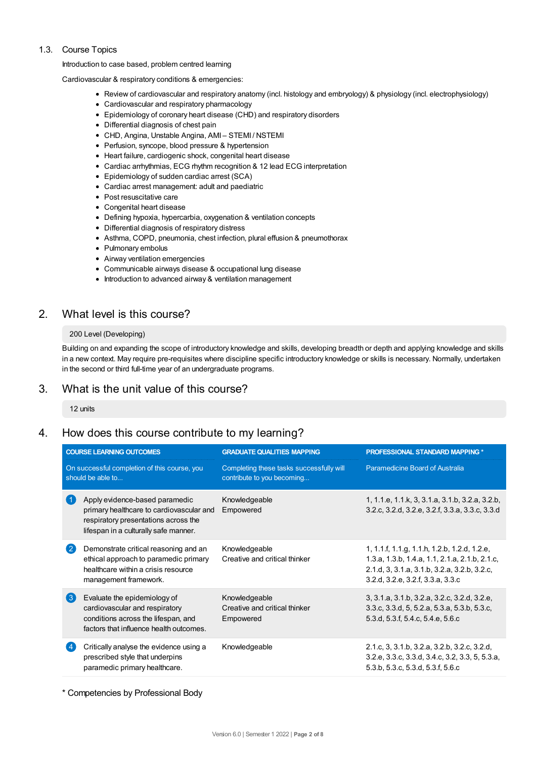### 1.3. Course Topics

Introduction to case based, problem centred learning

Cardiovascular & respiratory conditions & emergencies:

- Review of cardiovascular and respiratory anatomy (incl. histology and embryology) & physiology (incl. electrophysiology)
- Cardiovascular and respiratory pharmacology
- Epidemiology of coronary heart disease (CHD) and respiratory disorders
- Differential diagnosis of chest pain
- CHD, Angina, Unstable Angina, AMI – STEMI / NSTEMI
- Perfusion, syncope, blood pressure & hypertension
- Heart failure, cardiogenic shock, congenital heart disease
- Cardiac arrhythmias, ECG rhythm recognition & 12 lead ECG interpretation
- Epidemiology of sudden cardiac arrest (SCA)
- Cardiac arrest management: adult and paediatric
- Post resuscitative care
- Congenital heart disease
- Defining hypoxia, hypercarbia, oxygenation & ventilation concepts
- Differential diagnosis of respiratory distress
- Asthma, COPD, pneumonia, chest infection, plural effusion & pneumothorax
- Pulmonary embolus
- Airway ventilation emergencies
- Communicable airways disease & occupational lung disease
- Introduction to advanced airway & ventilation management

## 2. What level is this course?

200 Level (Developing)

Building on and expanding the scope of introductory knowledge and skills, developing breadth or depth and applying knowledge and skills in a new context. May require pre-requisites where discipline specific introductory knowledge or skills is necessary. Normally, undertaken in the second or third full-time year of an undergraduate programs.

## 3. What is the unit value of this course?

12 units

## 4. How does this course contribute to my learning?

| COURSE LEARNING OUTCOMES | GRADUATE QUALITIES MAPPING | PROFESSIONAL STANDARD MAPPING * |
|---|---|---|
| On successful completion of this course, you should be able to... | Completing these tasks successfully will contribute to you becoming... | Paramedicine Board of Australia |
| 1 Apply evidence-based paramedic primary healthcare to cardiovascular and respiratory presentations across the lifespan in a culturally safe manner. | Knowledgeable<br>Empowered | 1, 1.1.e, 1.1.k, 3, 3.1.a, 3.1.b, 3.2.a, 3.2.b, 3.2.c, 3.2.d, 3.2.e, 3.2.f, 3.3.a, 3.3.c, 3.3.d |
| 2 Demonstrate critical reasoning and an ethical approach to paramedic primary healthcare within a crisis resource management framework. | Knowledgeable<br>Creative and critical thinker | 1, 1.1.f, 1.1.g, 1.1.h, 1.2.b, 1.2.d, 1.2.e, 1.3.a, 1.3.b, 1.4.a, 1.1, 2.1.a, 2.1.b, 2.1.c, 2.1.d, 3, 3.1.a, 3.1.b, 3.2.a, 3.2.b, 3.2.c, 3.2.d, 3.2.e, 3.2.f, 3.3.a, 3.3.c |
| 3 Evaluate the epidemiology of cardiovascular and respiratory conditions across the lifespan, and factors that influence health outcomes. | Knowledgeable<br>Creative and critical thinker<br>Empowered | 3, 3.1.a, 3.1.b, 3.2.a, 3.2.c, 3.2.d, 3.2.e, 3.3.c, 3.3.d, 5, 5.2.a, 5.3.a, 5.3.b, 5.3.c, 5.3.d, 5.3.f, 5.4.c, 5.4.e, 5.6.c |
| 4 Critically analyse the evidence using a prescribed style that underpins paramedic primary healthcare. | Knowledgeable | 2.1.c, 3, 3.1.b, 3.2.a, 3.2.b, 3.2.c, 3.2.d, 3.2.e, 3.3.c, 3.3.d, 3.4.c, 3.2, 3.3, 5, 5.3.a, 5.3.b, 5.3.c, 5.3.d, 5.3.f, 5.6.c |

\* Competencies by Professional Body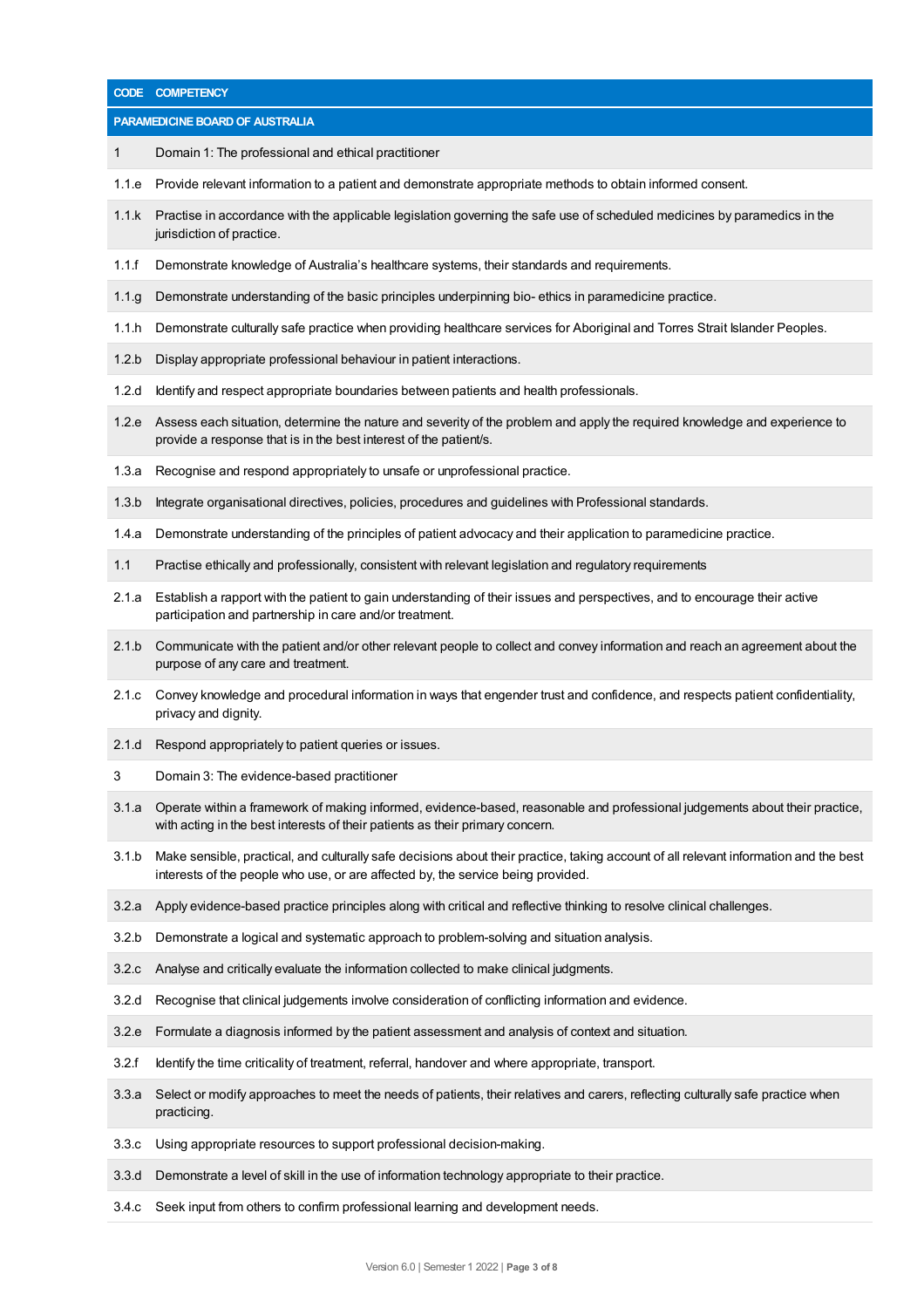| CODE | COMPETENCY |
| --- | --- |
| **PARAMEDICINE BOARD OF AUSTRALIA** | |
| 1 | Domain 1: The professional and ethical practitioner |
| 1.1.e | Provide relevant information to a patient and demonstrate appropriate methods to obtain informed consent. |
| 1.1.k | Practise in accordance with the applicable legislation governing the safe use of scheduled medicines by paramedics in the jurisdiction of practice. |
| 1.1.f | Demonstrate knowledge of Australia's healthcare systems, their standards and requirements. |
| 1.1.g | Demonstrate understanding of the basic principles underpinning bio- ethics in paramedicine practice. |
| 1.1.h | Demonstrate culturally safe practice when providing healthcare services for Aboriginal and Torres Strait Islander Peoples. |
| 1.2.b | Display appropriate professional behaviour in patient interactions. |
| 1.2.d | Identify and respect appropriate boundaries between patients and health professionals. |
| 1.2.e | Assess each situation, determine the nature and severity of the problem and apply the required knowledge and experience to provide a response that is in the best interest of the patient/s. |
| 1.3.a | Recognise and respond appropriately to unsafe or unprofessional practice. |
| 1.3.b | Integrate organisational directives, policies, procedures and guidelines with Professional standards. |
| 1.4.a | Demonstrate understanding of the principles of patient advocacy and their application to paramedicine practice. |
| 1.1 | Practise ethically and professionally, consistent with relevant legislation and regulatory requirements |
| 2.1.a | Establish a rapport with the patient to gain understanding of their issues and perspectives, and to encourage their active participation and partnership in care and/or treatment. |
| 2.1.b | Communicate with the patient and/or other relevant people to collect and convey information and reach an agreement about the purpose of any care and treatment. |
| 2.1.c | Convey knowledge and procedural information in ways that engender trust and confidence, and respects patient confidentiality, privacy and dignity. |
| 2.1.d | Respond appropriately to patient queries or issues. |
| 3 | Domain 3: The evidence-based practitioner |
| 3.1.a | Operate within a framework of making informed, evidence-based, reasonable and professional judgements about their practice, with acting in the best interests of their patients as their primary concern. |
| 3.1.b | Make sensible, practical, and culturally safe decisions about their practice, taking account of all relevant information and the best interests of the people who use, or are affected by, the service being provided. |
| 3.2.a | Apply evidence-based practice principles along with critical and reflective thinking to resolve clinical challenges. |
| 3.2.b | Demonstrate a logical and systematic approach to problem-solving and situation analysis. |
| 3.2.c | Analyse and critically evaluate the information collected to make clinical judgments. |
| 3.2.d | Recognise that clinical judgements involve consideration of conflicting information and evidence. |
| 3.2.e | Formulate a diagnosis informed by the patient assessment and analysis of context and situation. |
| 3.2.f | Identify the time criticality of treatment, referral, handover and where appropriate, transport. |
| 3.3.a | Select or modify approaches to meet the needs of patients, their relatives and carers, reflecting culturally safe practice when practicing. |
| 3.3.c | Using appropriate resources to support professional decision-making. |
| 3.3.d | Demonstrate a level of skill in the use of information technology appropriate to their practice. |
| 3.4.c | Seek input from others to confirm professional learning and development needs. |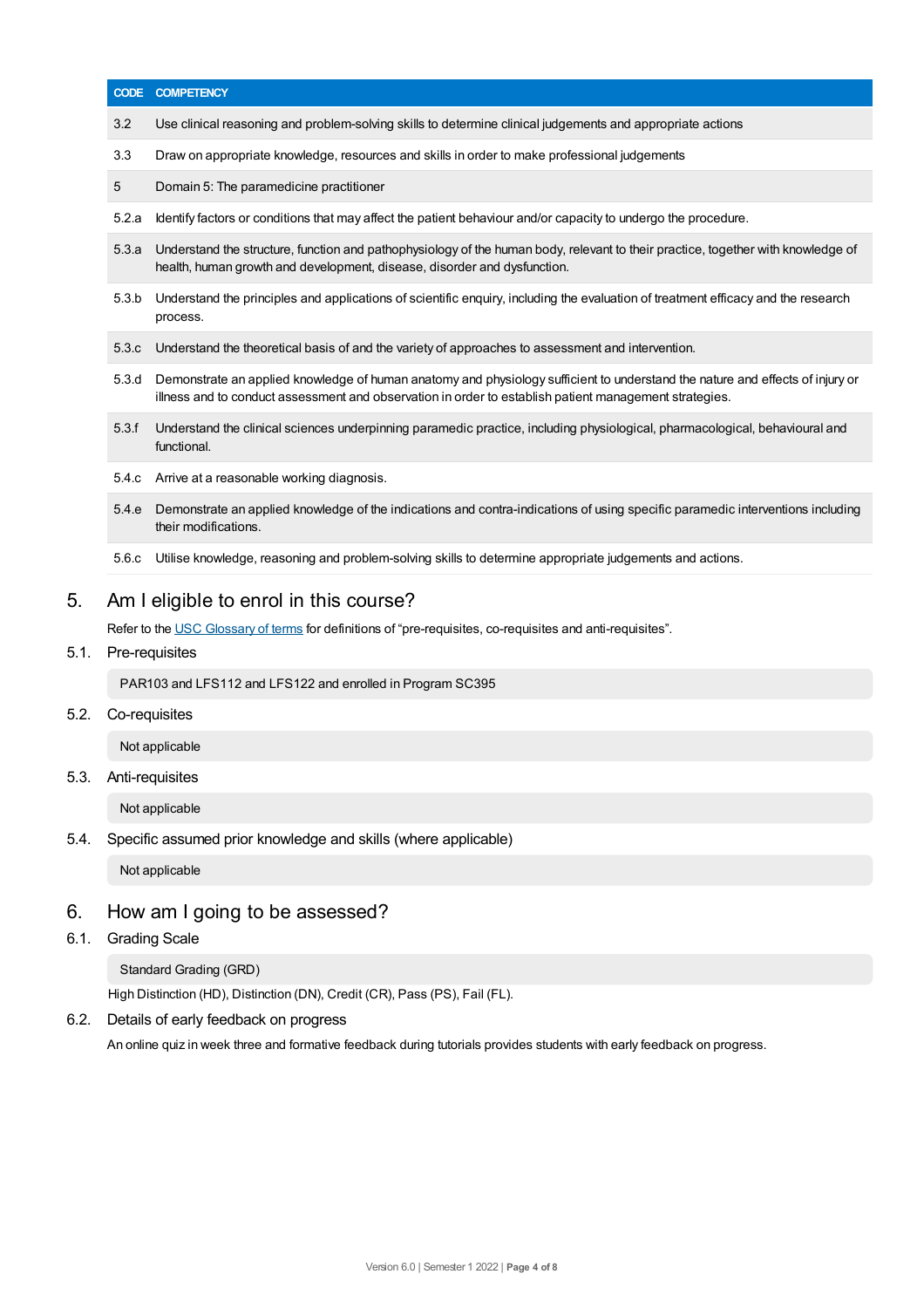| CODE | COMPETENCY |
|---|---|
| 3.2 | Use clinical reasoning and problem-solving skills to determine clinical judgements and appropriate actions |
| 3.3 | Draw on appropriate knowledge, resources and skills in order to make professional judgements |
| 5 | Domain 5: The paramedicine practitioner |
| 5.2.a | Identify factors or conditions that may affect the patient behaviour and/or capacity to undergo the procedure. |
| 5.3.a | Understand the structure, function and pathophysiology of the human body, relevant to their practice, together with knowledge of health, human growth and development, disease, disorder and dysfunction. |
| 5.3.b | Understand the principles and applications of scientific enquiry, including the evaluation of treatment efficacy and the research process. |
| 5.3.c | Understand the theoretical basis of and the variety of approaches to assessment and intervention. |
| 5.3.d | Demonstrate an applied knowledge of human anatomy and physiology sufficient to understand the nature and effects of injury or illness and to conduct assessment and observation in order to establish patient management strategies. |
| 5.3.f | Understand the clinical sciences underpinning paramedic practice, including physiological, pharmacological, behavioural and functional. |
| 5.4.c | Arrive at a reasonable working diagnosis. |
| 5.4.e | Demonstrate an applied knowledge of the indications and contra-indications of using specific paramedic interventions including their modifications. |
| 5.6.c | Utilise knowledge, reasoning and problem-solving skills to determine appropriate judgements and actions. |

## 5. Am I eligible to enrol in this course?

Refer to the USC Glossary of terms for definitions of "pre-requisites, co-requisites and anti-requisites".

### 5.1. Pre-requisites

PAR103 and LFS112 and LFS122 and enrolled in Program SC395

### 5.2. Co-requisites

Not applicable

### 5.3. Anti-requisites

Not applicable

### 5.4. Specific assumed prior knowledge and skills (where applicable)

Not applicable

## 6. How am I going to be assessed?

### 6.1. Grading Scale

Standard Grading (GRD)

High Distinction (HD), Distinction (DN), Credit (CR), Pass (PS), Fail (FL).

### 6.2. Details of early feedback on progress

An online quiz in week three and formative feedback during tutorials provides students with early feedback on progress.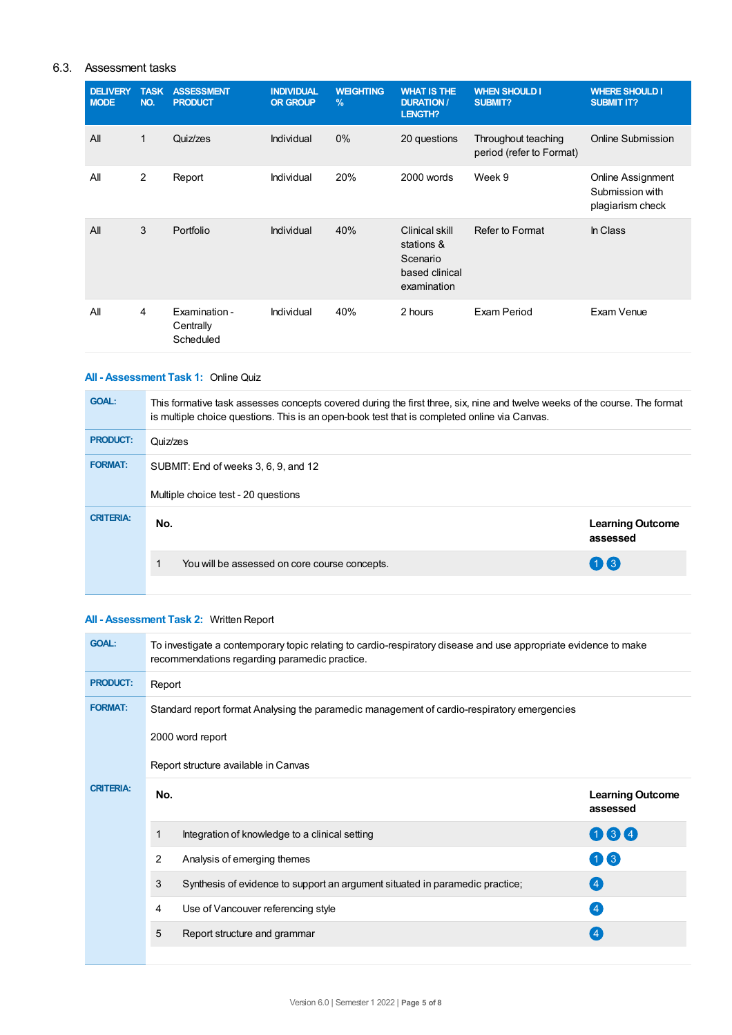## 6.3. Assessment tasks

| DELIVERY MODE | TASK NO. | ASSESSMENT PRODUCT | INDIVIDUAL OR GROUP | WEIGHTING % | WHAT IS THE DURATION / LENGTH? | WHEN SHOULD I SUBMIT? | WHERE SHOULD I SUBMIT IT? |
|---|---|---|---|---|---|---|---|
| All | 1 | Quiz/zes | Individual | 0% | 20 questions | Throughout teaching period (refer to Format) | Online Submission |
| All | 2 | Report | Individual | 20% | 2000 words | Week 9 | Online Assignment Submission with plagiarism check |
| All | 3 | Portfolio | Individual | 40% | Clinical skill stations & Scenario based clinical examination | Refer to Format | In Class |
| All | 4 | Examination - Centrally Scheduled | Individual | 40% | 2 hours | Exam Period | Exam Venue |

### All - Assessment Task 1: Online Quiz

**GOAL:** This formative task assesses concepts covered during the first three, six, nine and twelve weeks of the course. The format is multiple choice questions. This is an open-book test that is completed online via Canvas.

**PRODUCT:** Quiz/zes

**FORMAT:** SUBMIT: End of weeks 3, 6, 9, and 12

Multiple choice test - 20 questions

**CRITERIA:**

| No. | | Learning Outcome assessed |
|---|---|---|
| 1 | You will be assessed on core course concepts. | 1 3 |

### All - Assessment Task 2: Written Report

**GOAL:** To investigate a contemporary topic relating to cardio-respiratory disease and use appropriate evidence to make recommendations regarding paramedic practice.

**PRODUCT:** Report

**FORMAT:** Standard report format Analysing the paramedic management of cardio-respiratory emergencies

2000 word report

Report structure available in Canvas

**CRITERIA:**

| No. | | Learning Outcome assessed |
|---|---|---|
| 1 | Integration of knowledge to a clinical setting | 1 3 4 |
| 2 | Analysis of emerging themes | 1 3 |
| 3 | Synthesis of evidence to support an argument situated in paramedic practice; | 4 |
| 4 | Use of Vancouver referencing style | 4 |
| 5 | Report structure and grammar | 4 |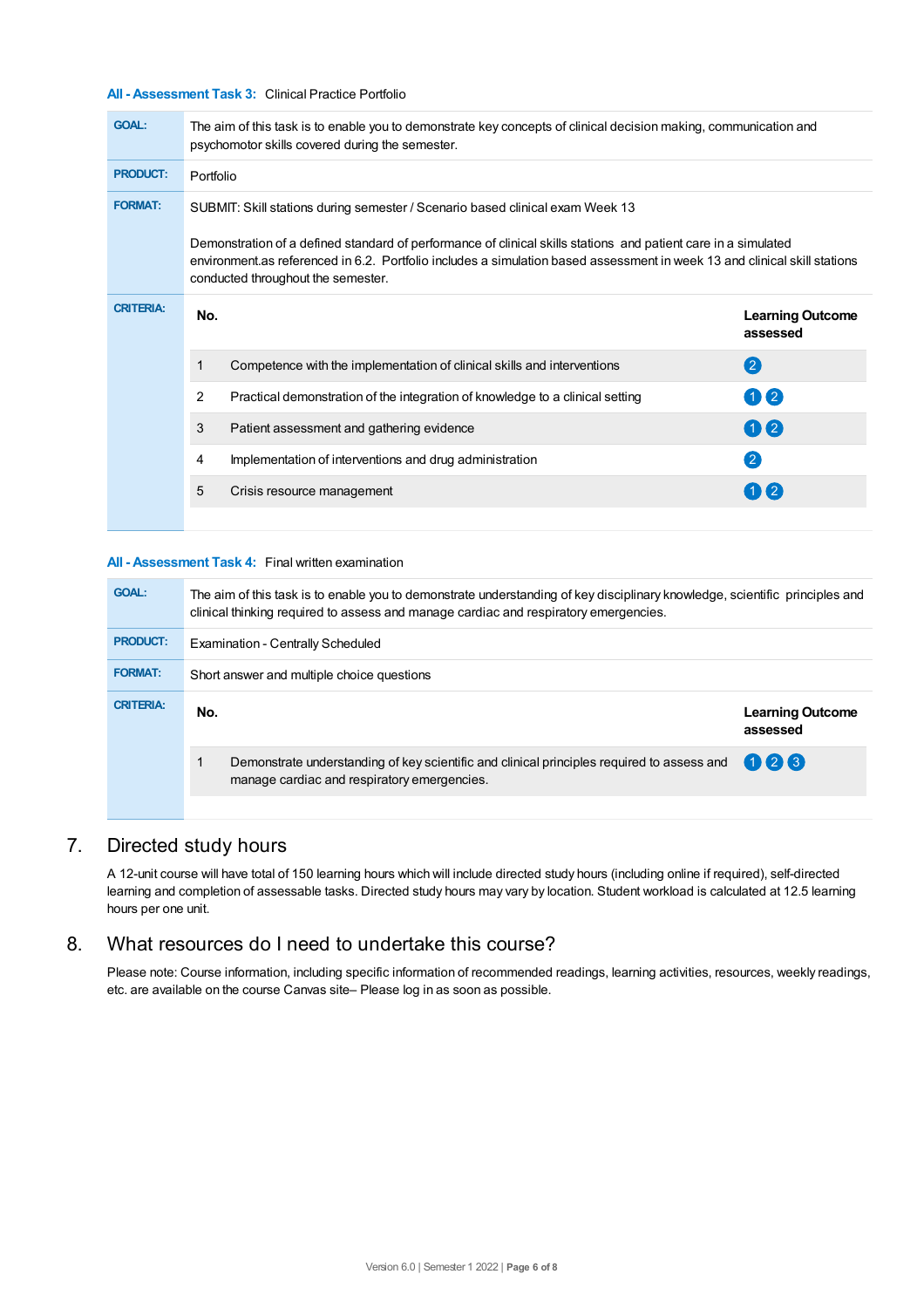**All - Assessment Task 3:** Clinical Practice Portfolio

| | |
|---|---|
| **GOAL:** | The aim of this task is to enable you to demonstrate key concepts of clinical decision making, communication and psychomotor skills covered during the semester. |
| **PRODUCT:** | Portfolio |
| **FORMAT:** | SUBMIT: Skill stations during semester / Scenario based clinical exam Week 13<br><br>Demonstration of a defined standard of performance of clinical skills stations and patient care in a simulated environment.as referenced in 6.2. Portfolio includes a simulation based assessment in week 13 and clinical skill stations conducted throughout the semester. |

**CRITERIA:**

| No. | | Learning Outcome assessed |
|---|---|---|
| 1 | Competence with the implementation of clinical skills and interventions | 2 |
| 2 | Practical demonstration of the integration of knowledge to a clinical setting | 1 2 |
| 3 | Patient assessment and gathering evidence | 1 2 |
| 4 | Implementation of interventions and drug administration | 2 |
| 5 | Crisis resource management | 1 2 |

**All - Assessment Task 4:** Final written examination

| | |
|---|---|
| **GOAL:** | The aim of this task is to enable you to demonstrate understanding of key disciplinary knowledge, scientific principles and clinical thinking required to assess and manage cardiac and respiratory emergencies. |
| **PRODUCT:** | Examination - Centrally Scheduled |
| **FORMAT:** | Short answer and multiple choice questions |

**CRITERIA:**

| No. | | Learning Outcome assessed |
|---|---|---|
| 1 | Demonstrate understanding of key scientific and clinical principles required to assess and manage cardiac and respiratory emergencies. | 1 2 3 |

## 7. Directed study hours

A 12-unit course will have total of 150 learning hours which will include directed study hours (including online if required), self-directed learning and completion of assessable tasks. Directed study hours may vary by location. Student workload is calculated at 12.5 learning hours per one unit.

## 8. What resources do I need to undertake this course?

Please note: Course information, including specific information of recommended readings, learning activities, resources, weekly readings, etc. are available on the course Canvas site– Please log in as soon as possible.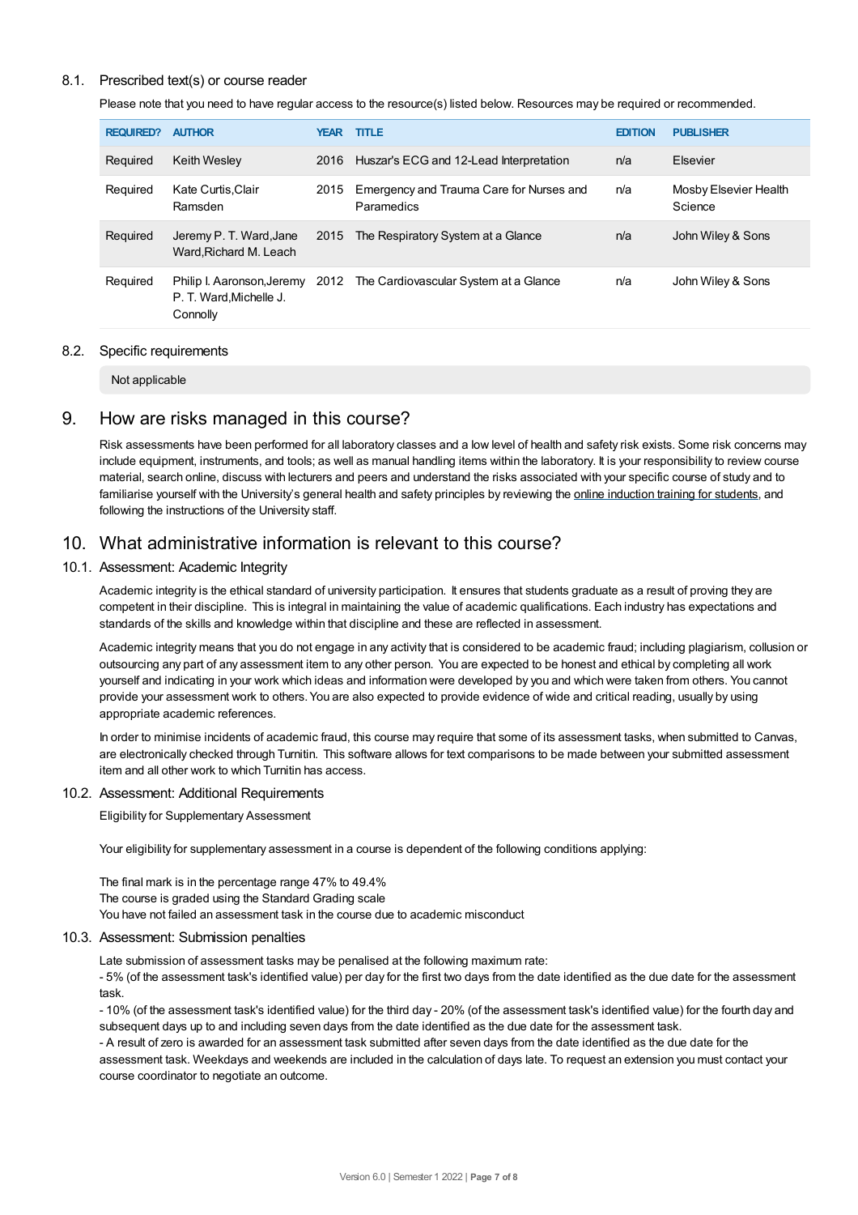### 8.1. Prescribed text(s) or course reader

Please note that you need to have regular access to the resource(s) listed below. Resources may be required or recommended.

| REQUIRED? | AUTHOR | YEAR | TITLE | EDITION | PUBLISHER |
|---|---|---|---|---|---|
| Required | Keith Wesley | 2016 | Huszar's ECG and 12-Lead Interpretation | n/a | Elsevier |
| Required | Kate Curtis,Clair Ramsden | 2015 | Emergency and Trauma Care for Nurses and Paramedics | n/a | Mosby Elsevier Health Science |
| Required | Jeremy P. T. Ward,Jane Ward,Richard M. Leach | 2015 | The Respiratory System at a Glance | n/a | John Wiley & Sons |
| Required | Philip I. Aaronson,Jeremy P. T. Ward,Michelle J. Connolly | 2012 | The Cardiovascular System at a Glance | n/a | John Wiley & Sons |

### 8.2. Specific requirements

Not applicable

## 9. How are risks managed in this course?

Risk assessments have been performed for all laboratory classes and a low level of health and safety risk exists. Some risk concerns may include equipment, instruments, and tools; as well as manual handling items within the laboratory. It is your responsibility to review course material, search online, discuss with lecturers and peers and understand the risks associated with your specific course of study and to familiarise yourself with the University's general health and safety principles by reviewing the online induction training for students, and following the instructions of the University staff.

## 10. What administrative information is relevant to this course?

### 10.1. Assessment: Academic Integrity

Academic integrity is the ethical standard of university participation. It ensures that students graduate as a result of proving they are competent in their discipline. This is integral in maintaining the value of academic qualifications. Each industry has expectations and standards of the skills and knowledge within that discipline and these are reflected in assessment.

Academic integrity means that you do not engage in any activity that is considered to be academic fraud; including plagiarism, collusion or outsourcing any part of any assessment item to any other person. You are expected to be honest and ethical by completing all work yourself and indicating in your work which ideas and information were developed by you and which were taken from others. You cannot provide your assessment work to others. You are also expected to provide evidence of wide and critical reading, usually by using appropriate academic references.

In order to minimise incidents of academic fraud, this course may require that some of its assessment tasks, when submitted to Canvas, are electronically checked through Turnitin. This software allows for text comparisons to be made between your submitted assessment item and all other work to which Turnitin has access.

### 10.2. Assessment: Additional Requirements

Eligibility for Supplementary Assessment

Your eligibility for supplementary assessment in a course is dependent of the following conditions applying:

The final mark is in the percentage range 47% to 49.4%
The course is graded using the Standard Grading scale
You have not failed an assessment task in the course due to academic misconduct

### 10.3. Assessment: Submission penalties

Late submission of assessment tasks may be penalised at the following maximum rate:
- 5% (of the assessment task's identified value) per day for the first two days from the date identified as the due date for the assessment task.
- 10% (of the assessment task's identified value) for the third day - 20% (of the assessment task's identified value) for the fourth day and subsequent days up to and including seven days from the date identified as the due date for the assessment task.
- A result of zero is awarded for an assessment task submitted after seven days from the date identified as the due date for the assessment task. Weekdays and weekends are included in the calculation of days late. To request an extension you must contact your course coordinator to negotiate an outcome.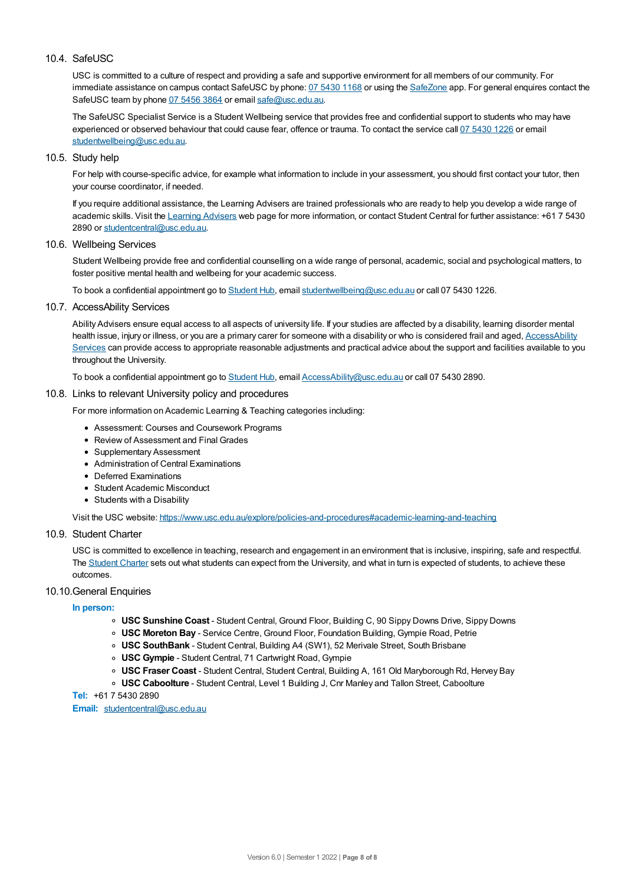### 10.4. SafeUSC

USC is committed to a culture of respect and providing a safe and supportive environment for all members of our community. For immediate assistance on campus contact SafeUSC by phone: 07 5430 1168 or using the SafeZone app. For general enquires contact the SafeUSC team by phone 07 5456 3864 or email safe@usc.edu.au.

The SafeUSC Specialist Service is a Student Wellbeing service that provides free and confidential support to students who may have experienced or observed behaviour that could cause fear, offence or trauma. To contact the service call 07 5430 1226 or email studentwellbeing@usc.edu.au.

### 10.5. Study help

For help with course-specific advice, for example what information to include in your assessment, you should first contact your tutor, then your course coordinator, if needed.

If you require additional assistance, the Learning Advisers are trained professionals who are ready to help you develop a wide range of academic skills. Visit the Learning Advisers web page for more information, or contact Student Central for further assistance: +61 7 5430 2890 or studentcentral@usc.edu.au.

### 10.6. Wellbeing Services

Student Wellbeing provide free and confidential counselling on a wide range of personal, academic, social and psychological matters, to foster positive mental health and wellbeing for your academic success.

To book a confidential appointment go to Student Hub, email studentwellbeing@usc.edu.au or call 07 5430 1226.

### 10.7. AccessAbility Services

Ability Advisers ensure equal access to all aspects of university life. If your studies are affected by a disability, learning disorder mental health issue, injury or illness, or you are a primary carer for someone with a disability or who is considered frail and aged, AccessAbility Services can provide access to appropriate reasonable adjustments and practical advice about the support and facilities available to you throughout the University.

To book a confidential appointment go to Student Hub, email AccessAbility@usc.edu.au or call 07 5430 2890.

### 10.8. Links to relevant University policy and procedures

For more information on Academic Learning & Teaching categories including:

- Assessment: Courses and Coursework Programs
- Review of Assessment and Final Grades
- Supplementary Assessment
- Administration of Central Examinations
- Deferred Examinations
- Student Academic Misconduct
- Students with a Disability

Visit the USC website: https://www.usc.edu.au/explore/policies-and-procedures#academic-learning-and-teaching

### 10.9. Student Charter

USC is committed to excellence in teaching, research and engagement in an environment that is inclusive, inspiring, safe and respectful. The Student Charter sets out what students can expect from the University, and what in turn is expected of students, to achieve these outcomes.

### 10.10. General Enquiries

**In person:**

- **USC Sunshine Coast** - Student Central, Ground Floor, Building C, 90 Sippy Downs Drive, Sippy Downs
- **USC Moreton Bay** - Service Centre, Ground Floor, Foundation Building, Gympie Road, Petrie
- **USC SouthBank** - Student Central, Building A4 (SW1), 52 Merivale Street, South Brisbane
- **USC Gympie** - Student Central, 71 Cartwright Road, Gympie
- **USC Fraser Coast** - Student Central, Student Central, Building A, 161 Old Maryborough Rd, Hervey Bay
- **USC Caboolture** - Student Central, Level 1 Building J, Cnr Manley and Tallon Street, Caboolture

**Tel:** +61 7 5430 2890

**Email:** studentcentral@usc.edu.au